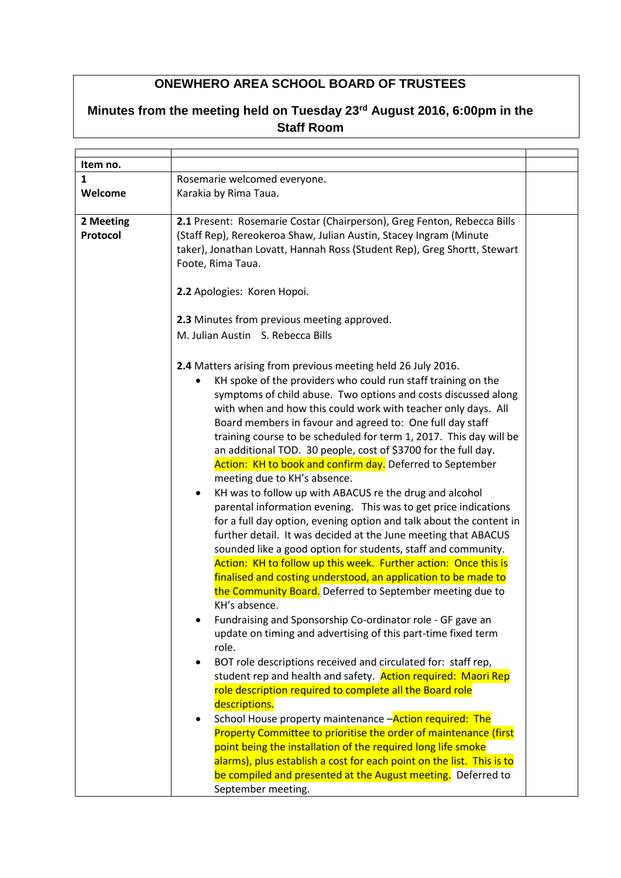# ONEWHERO AREA SCHOOL BOARD OF TRUSTEES

## Minutes from the meeting held on Tuesday 23rd August 2016, 6:00pm in the Staff Room

| Item no. | | |
|---|---|---|
| **1**<br>**Welcome** | Rosemarie welcomed everyone.<br>Karakia by Rima Taua. | |
| **2 Meeting Protocol** | **2.1** Present: Rosemarie Costar (Chairperson), Greg Fenton, Rebecca Bills (Staff Rep), Rereokeroa Shaw, Julian Austin, Stacey Ingram (Minute taker), Jonathan Lovatt, Hannah Ross (Student Rep), Greg Shortt, Stewart Foote, Rima Taua.<br><br>**2.2** Apologies: Koren Hopoi.<br><br>**2.3** Minutes from previous meeting approved.<br>M. Julian Austin S. Rebecca Bills<br><br>**2.4** Matters arising from previous meeting held 26 July 2016.<br>• KH spoke of the providers who could run staff training on the symptoms of child abuse. Two options and costs discussed along with when and how this could work with teacher only days. All Board members in favour and agreed to: One full day staff training course to be scheduled for term 1, 2017. This day will be an additional TOD. 30 people, cost of $3700 for the full day. Action: KH to book and confirm day. Deferred to September meeting due to KH's absence.<br>• KH was to follow up with ABACUS re the drug and alcohol parental information evening. This was to get price indications for a full day option, evening option and talk about the content in further detail. It was decided at the June meeting that ABACUS sounded like a good option for students, staff and community. Action: KH to follow up this week. Further action: Once this is finalised and costing understood, an application to be made to the Community Board. Deferred to September meeting due to KH's absence.<br>• Fundraising and Sponsorship Co-ordinator role - GF gave an update on timing and advertising of this part-time fixed term role.<br>• BOT role descriptions received and circulated for: staff rep, student rep and health and safety. Action required: Maori Rep role description required to complete all the Board role descriptions.<br>• School House property maintenance – Action required: The Property Committee to prioritise the order of maintenance (first point being the installation of the required long life smoke alarms), plus establish a cost for each point on the list. This is to be compiled and presented at the August meeting. Deferred to September meeting. | |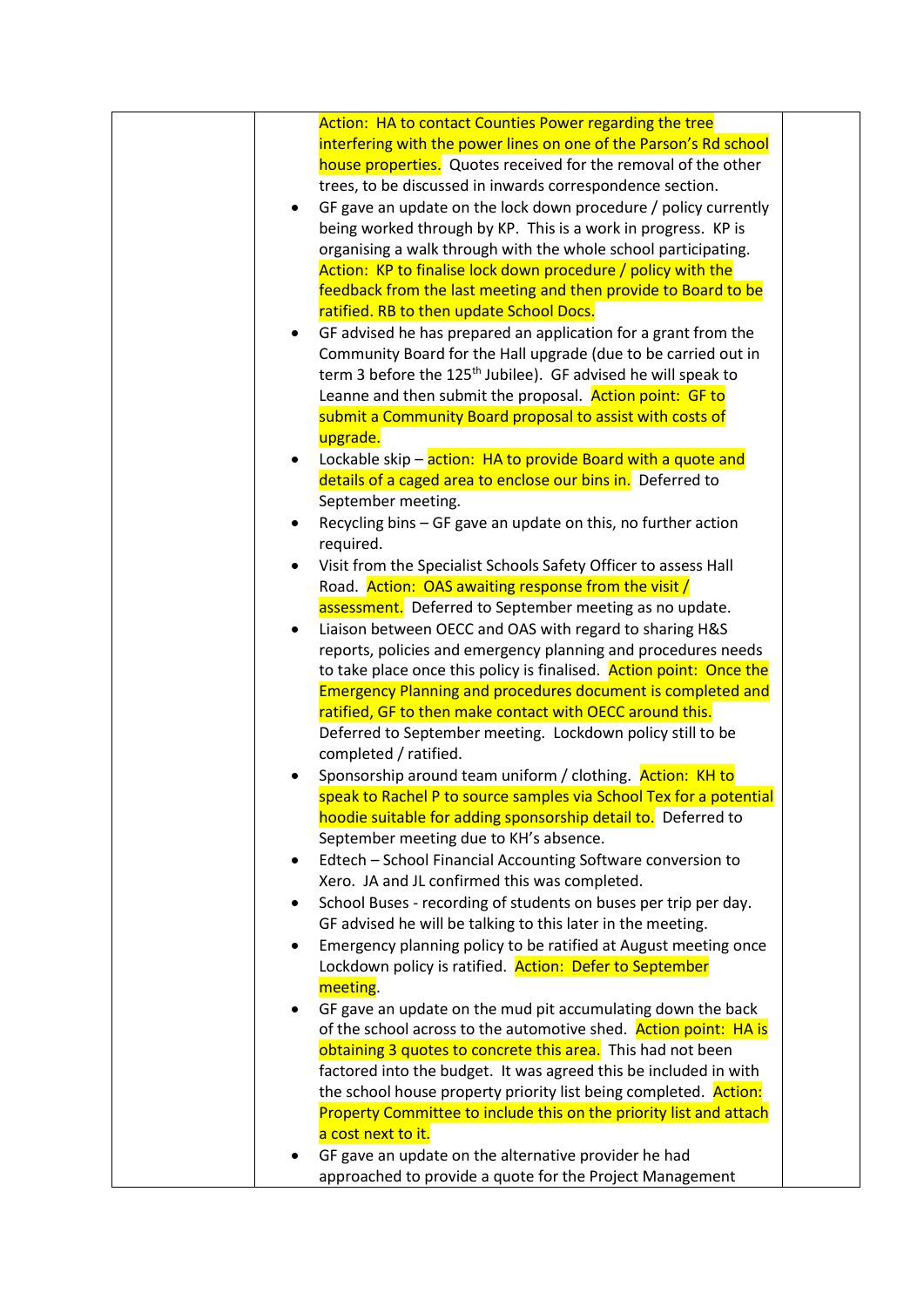| | | |
|---|---|---|
| | Action: HA to contact Counties Power regarding the tree interfering with the power lines on one of the Parson's Rd school house properties. Quotes received for the removal of the other trees, to be discussed in inwards correspondence section.<br>• GF gave an update on the lock down procedure / policy currently being worked through by KP. This is a work in progress. KP is organising a walk through with the whole school participating. Action: KP to finalise lock down procedure / policy with the feedback from the last meeting and then provide to Board to be ratified. RB to then update School Docs.<br>• GF advised he has prepared an application for a grant from the Community Board for the Hall upgrade (due to be carried out in term 3 before the 125th Jubilee). GF advised he will speak to Leanne and then submit the proposal. Action point: GF to submit a Community Board proposal to assist with costs of upgrade.<br>• Lockable skip – action: HA to provide Board with a quote and details of a caged area to enclose our bins in. Deferred to September meeting.<br>• Recycling bins – GF gave an update on this, no further action required.<br>• Visit from the Specialist Schools Safety Officer to assess Hall Road. Action: OAS awaiting response from the visit / assessment. Deferred to September meeting as no update.<br>• Liaison between OECC and OAS with regard to sharing H&S reports, policies and emergency planning and procedures needs to take place once this policy is finalised. Action point: Once the Emergency Planning and procedures document is completed and ratified, GF to then make contact with OECC around this. Deferred to September meeting. Lockdown policy still to be completed / ratified.<br>• Sponsorship around team uniform / clothing. Action: KH to speak to Rachel P to source samples via School Tex for a potential hoodie suitable for adding sponsorship detail to. Deferred to September meeting due to KH's absence.<br>• Edtech – School Financial Accounting Software conversion to Xero. JA and JL confirmed this was completed.<br>• School Buses - recording of students on buses per trip per day. GF advised he will be talking to this later in the meeting.<br>• Emergency planning policy to be ratified at August meeting once Lockdown policy is ratified. Action: Defer to September meeting.<br>• GF gave an update on the mud pit accumulating down the back of the school across to the automotive shed. Action point: HA is obtaining 3 quotes to concrete this area. This had not been factored into the budget. It was agreed this be included in with the school house property priority list being completed. Action: Property Committee to include this on the priority list and attach a cost next to it.<br>• GF gave an update on the alternative provider he had approached to provide a quote for the Project Management | |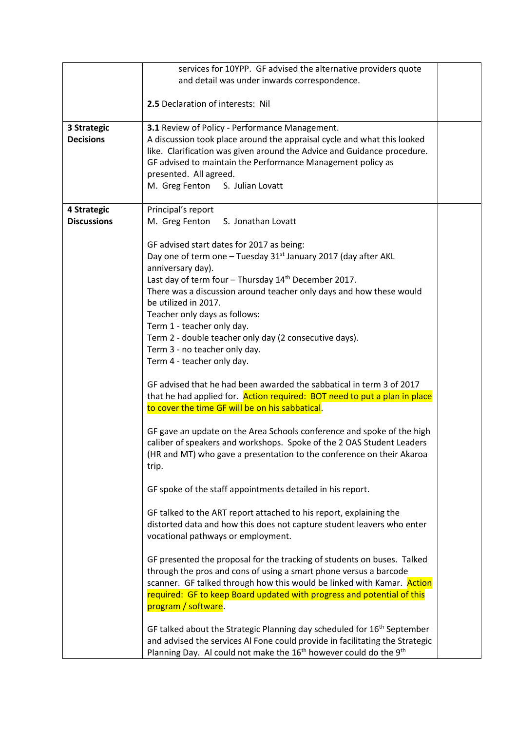| | | |
|---|---|---|
| | services for 10YPP. GF advised the alternative providers quote and detail was under inwards correspondence.<br><br>**2.5** Declaration of interests: Nil | |
| **3 Strategic Decisions** | **3.1** Review of Policy - Performance Management.<br>A discussion took place around the appraisal cycle and what this looked like. Clarification was given around the Advice and Guidance procedure. GF advised to maintain the Performance Management policy as presented. All agreed.<br>M. Greg Fenton S. Julian Lovatt | |
| **4 Strategic Discussions** | Principal's report<br>M. Greg Fenton S. Jonathan Lovatt<br><br>GF advised start dates for 2017 as being:<br>Day one of term one – Tuesday 31st January 2017 (day after AKL anniversary day).<br>Last day of term four – Thursday 14th December 2017.<br>There was a discussion around teacher only days and how these would be utilized in 2017.<br>Teacher only days as follows:<br>Term 1 - teacher only day.<br>Term 2 - double teacher only day (2 consecutive days).<br>Term 3 - no teacher only day.<br>Term 4 - teacher only day.<br><br>GF advised that he had been awarded the sabbatical in term 3 of 2017 that he had applied for. Action required: BOT need to put a plan in place to cover the time GF will be on his sabbatical.<br><br>GF gave an update on the Area Schools conference and spoke of the high caliber of speakers and workshops. Spoke of the 2 OAS Student Leaders (HR and MT) who gave a presentation to the conference on their Akaroa trip.<br><br>GF spoke of the staff appointments detailed in his report.<br><br>GF talked to the ART report attached to his report, explaining the distorted data and how this does not capture student leavers who enter vocational pathways or employment.<br><br>GF presented the proposal for the tracking of students on buses. Talked through the pros and cons of using a smart phone versus a barcode scanner. GF talked through how this would be linked with Kamar. Action required: GF to keep Board updated with progress and potential of this program / software.<br><br>GF talked about the Strategic Planning day scheduled for 16th September and advised the services Al Fone could provide in facilitating the Strategic Planning Day. Al could not make the 16th however could do the 9th | |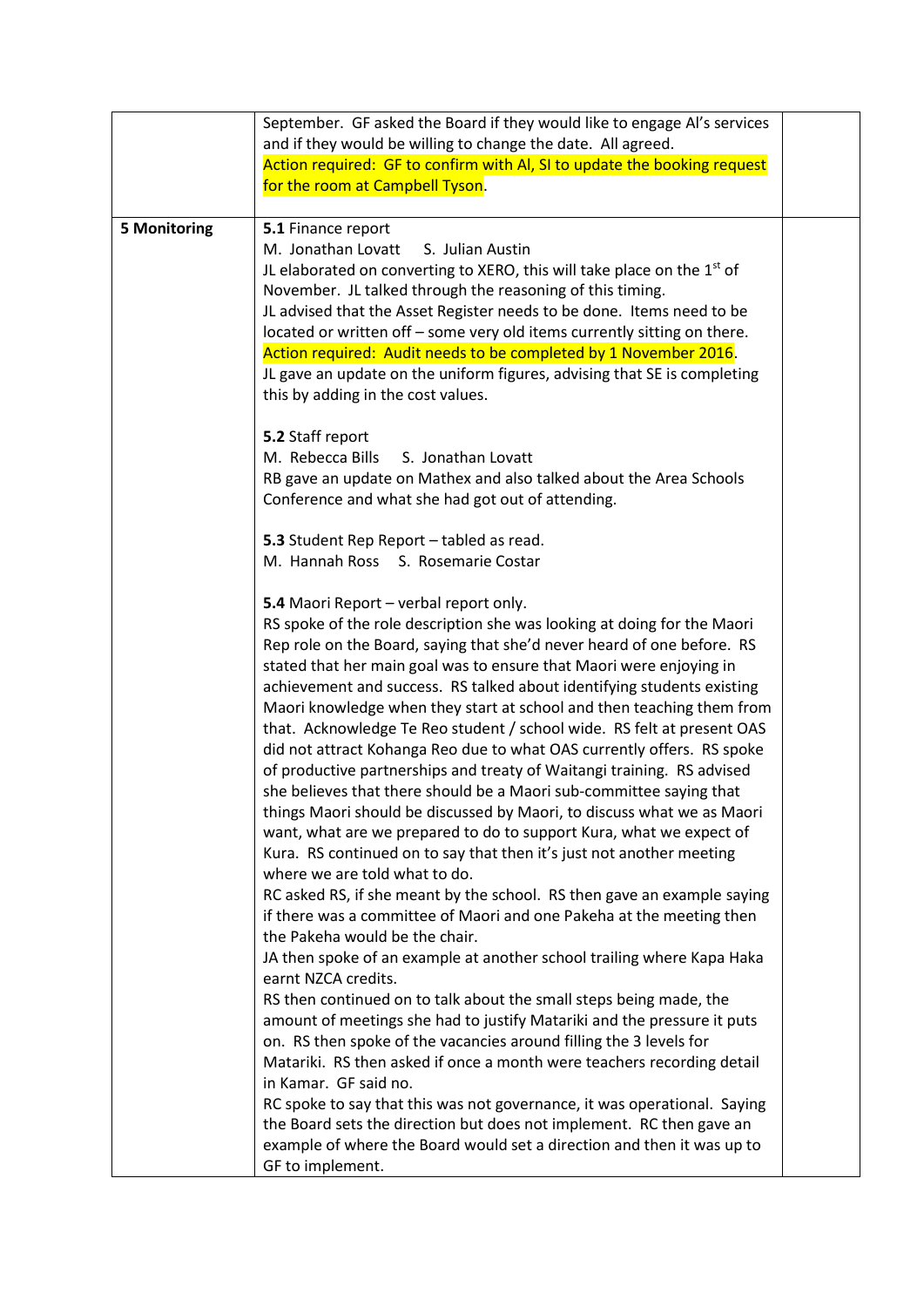| | | |
|---|---|---|
| | September. GF asked the Board if they would like to engage Al's services and if they would be willing to change the date. All agreed.<br>Action required: GF to confirm with Al, SI to update the booking request for the room at Campbell Tyson. | |
| **5 Monitoring** | **5.1** Finance report<br>M. Jonathan Lovatt S. Julian Austin<br>JL elaborated on converting to XERO, this will take place on the 1st of November. JL talked through the reasoning of this timing.<br>JL advised that the Asset Register needs to be done. Items need to be located or written off – some very old items currently sitting on there.<br>Action required: Audit needs to be completed by 1 November 2016.<br>JL gave an update on the uniform figures, advising that SE is completing this by adding in the cost values.<br><br>**5.2** Staff report<br>M. Rebecca Bills S. Jonathan Lovatt<br>RB gave an update on Mathex and also talked about the Area Schools Conference and what she had got out of attending.<br><br>**5.3** Student Rep Report – tabled as read.<br>M. Hannah Ross S. Rosemarie Costar<br><br>**5.4** Maori Report – verbal report only.<br>RS spoke of the role description she was looking at doing for the Maori Rep role on the Board, saying that she'd never heard of one before. RS stated that her main goal was to ensure that Maori were enjoying in achievement and success. RS talked about identifying students existing Maori knowledge when they start at school and then teaching them from that. Acknowledge Te Reo student / school wide. RS felt at present OAS did not attract Kohanga Reo due to what OAS currently offers. RS spoke of productive partnerships and treaty of Waitangi training. RS advised she believes that there should be a Maori sub-committee saying that things Maori should be discussed by Maori, to discuss what we as Maori want, what are we prepared to do to support Kura, what we expect of Kura. RS continued on to say that then it's just not another meeting where we are told what to do.<br>RC asked RS, if she meant by the school. RS then gave an example saying if there was a committee of Maori and one Pakeha at the meeting then the Pakeha would be the chair.<br>JA then spoke of an example at another school trailing where Kapa Haka earnt NZCA credits.<br>RS then continued on to talk about the small steps being made, the amount of meetings she had to justify Matariki and the pressure it puts on. RS then spoke of the vacancies around filling the 3 levels for Matariki. RS then asked if once a month were teachers recording detail in Kamar. GF said no.<br>RC spoke to say that this was not governance, it was operational. Saying the Board sets the direction but does not implement. RC then gave an example of where the Board would set a direction and then it was up to GF to implement. | |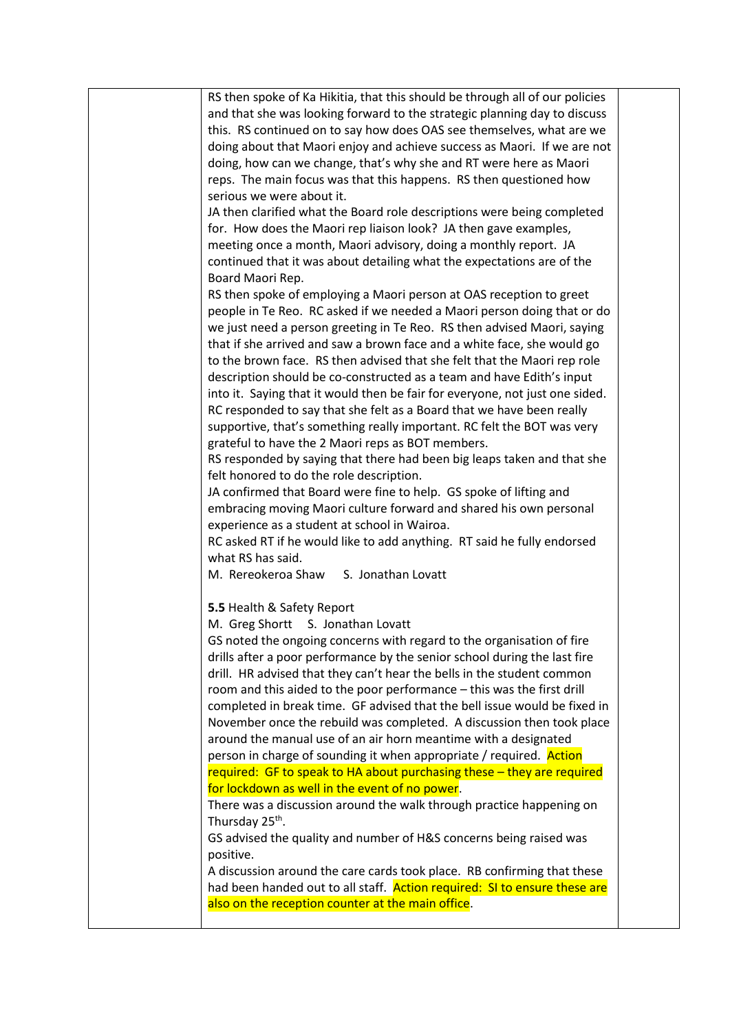| | | |
|---|---|---|
| | RS then spoke of Ka Hikitia, that this should be through all of our policies and that she was looking forward to the strategic planning day to discuss this. RS continued on to say how does OAS see themselves, what are we doing about that Maori enjoy and achieve success as Maori. If we are not doing, how can we change, that's why she and RT were here as Maori reps. The main focus was that this happens. RS then questioned how serious we were about it.<br>JA then clarified what the Board role descriptions were being completed for. How does the Maori rep liaison look? JA then gave examples, meeting once a month, Maori advisory, doing a monthly report. JA continued that it was about detailing what the expectations are of the Board Maori Rep.<br>RS then spoke of employing a Maori person at OAS reception to greet people in Te Reo. RC asked if we needed a Maori person doing that or do we just need a person greeting in Te Reo. RS then advised Maori, saying that if she arrived and saw a brown face and a white face, she would go to the brown face. RS then advised that she felt that the Maori rep role description should be co-constructed as a team and have Edith's input into it. Saying that it would then be fair for everyone, not just one sided. RC responded to say that she felt as a Board that we have been really supportive, that's something really important. RC felt the BOT was very grateful to have the 2 Maori reps as BOT members.<br>RS responded by saying that there had been big leaps taken and that she felt honored to do the role description.<br>JA confirmed that Board were fine to help. GS spoke of lifting and embracing moving Maori culture forward and shared his own personal experience as a student at school in Wairoa.<br>RC asked RT if he would like to add anything. RT said he fully endorsed what RS has said.<br>M. Rereokeroa Shaw S. Jonathan Lovatt<br><br>**5.5** Health & Safety Report<br>M. Greg Shortt S. Jonathan Lovatt<br>GS noted the ongoing concerns with regard to the organisation of fire drills after a poor performance by the senior school during the last fire drill. HR advised that they can't hear the bells in the student common room and this aided to the poor performance – this was the first drill completed in break time. GF advised that the bell issue would be fixed in November once the rebuild was completed. A discussion then took place around the manual use of an air horn meantime with a designated person in charge of sounding it when appropriate / required. Action required: GF to speak to HA about purchasing these – they are required for lockdown as well in the event of no power.<br>There was a discussion around the walk through practice happening on Thursday 25th.<br>GS advised the quality and number of H&S concerns being raised was positive.<br>A discussion around the care cards took place. RB confirming that these had been handed out to all staff. Action required: SI to ensure these are also on the reception counter at the main office. | |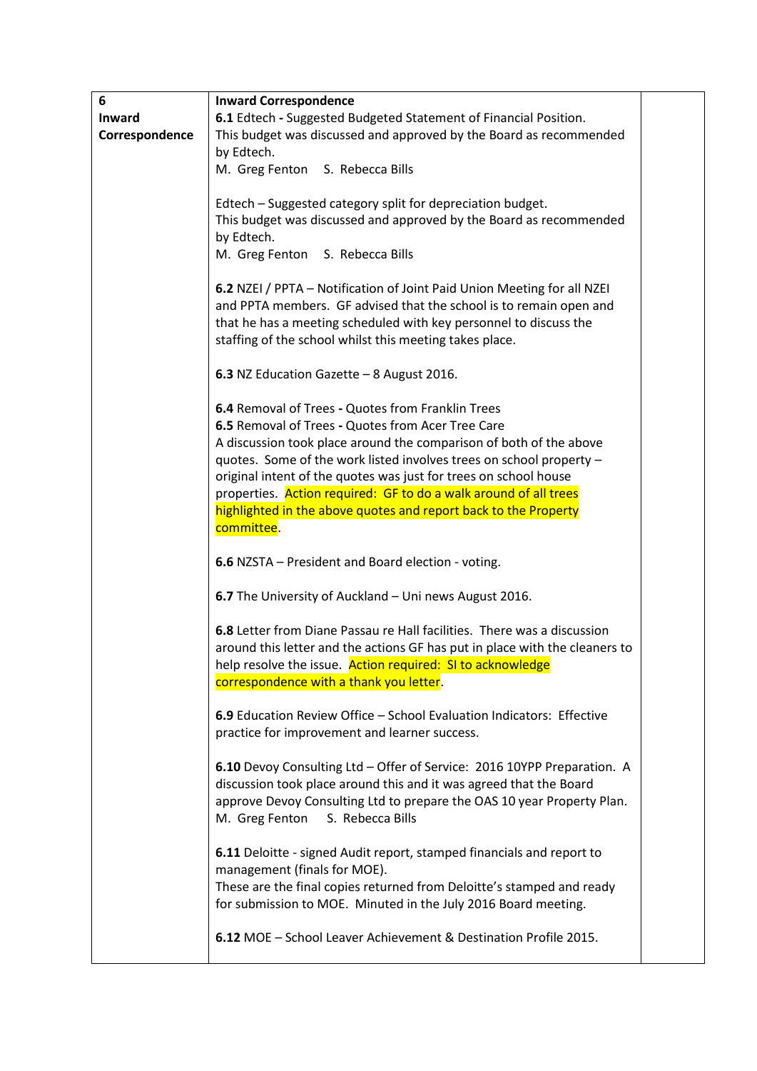| 6 Inward Correspondence | **Inward Correspondence**<br>**6.1** Edtech **-** Suggested Budgeted Statement of Financial Position.<br>This budget was discussed and approved by the Board as recommended by Edtech.<br>M. Greg Fenton S. Rebecca Bills<br><br>Edtech – Suggested category split for depreciation budget.<br>This budget was discussed and approved by the Board as recommended by Edtech.<br>M. Greg Fenton S. Rebecca Bills<br><br>**6.2** NZEI / PPTA – Notification of Joint Paid Union Meeting for all NZEI and PPTA members. GF advised that the school is to remain open and that he has a meeting scheduled with key personnel to discuss the staffing of the school whilst this meeting takes place.<br><br>**6.3** NZ Education Gazette – 8 August 2016.<br><br>**6.4** Removal of Trees **-** Quotes from Franklin Trees<br>**6.5** Removal of Trees **-** Quotes from Acer Tree Care<br>A discussion took place around the comparison of both of the above quotes. Some of the work listed involves trees on school property – original intent of the quotes was just for trees on school house properties. Action required: GF to do a walk around of all trees highlighted in the above quotes and report back to the Property committee.<br><br>**6.6** NZSTA – President and Board election - voting.<br><br>**6.7** The University of Auckland – Uni news August 2016.<br><br>**6.8** Letter from Diane Passau re Hall facilities. There was a discussion around this letter and the actions GF has put in place with the cleaners to help resolve the issue. Action required: SI to acknowledge correspondence with a thank you letter.<br><br>**6.9** Education Review Office – School Evaluation Indicators: Effective practice for improvement and learner success.<br><br>**6.10** Devoy Consulting Ltd – Offer of Service: 2016 10YPP Preparation. A discussion took place around this and it was agreed that the Board approve Devoy Consulting Ltd to prepare the OAS 10 year Property Plan.<br>M. Greg Fenton S. Rebecca Bills<br><br>**6.11** Deloitte - signed Audit report, stamped financials and report to management (finals for MOE).<br>These are the final copies returned from Deloitte's stamped and ready for submission to MOE. Minuted in the July 2016 Board meeting.<br><br>**6.12** MOE – School Leaver Achievement & Destination Profile 2015. | |
|---|---|---|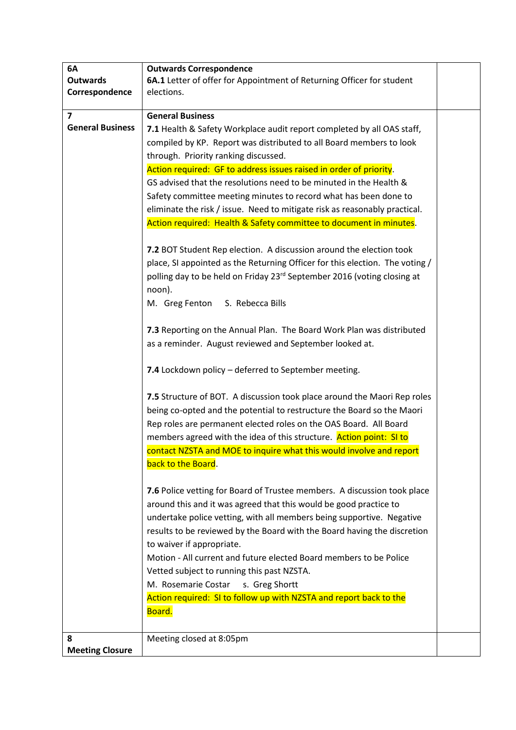| | | |
|---|---|---|
| **6A Outwards Correspondence** | **Outwards Correspondence**<br>**6A.1** Letter of offer for Appointment of Returning Officer for student elections. | |
| **7 General Business** | **General Business**<br>**7.1** Health & Safety Workplace audit report completed by all OAS staff, compiled by KP. Report was distributed to all Board members to look through. Priority ranking discussed.<br>Action required: GF to address issues raised in order of priority.<br>GS advised that the resolutions need to be minuted in the Health & Safety committee meeting minutes to record what has been done to eliminate the risk / issue. Need to mitigate risk as reasonably practical.<br>Action required: Health & Safety committee to document in minutes.<br><br>**7.2** BOT Student Rep election. A discussion around the election took place, SI appointed as the Returning Officer for this election. The voting / polling day to be held on Friday 23rd September 2016 (voting closing at noon).<br>M. Greg Fenton S. Rebecca Bills<br><br>**7.3** Reporting on the Annual Plan. The Board Work Plan was distributed as a reminder. August reviewed and September looked at.<br><br>**7.4** Lockdown policy – deferred to September meeting.<br><br>**7.5** Structure of BOT. A discussion took place around the Maori Rep roles being co-opted and the potential to restructure the Board so the Maori Rep roles are permanent elected roles on the OAS Board. All Board members agreed with the idea of this structure. Action point: SI to contact NZSTA and MOE to inquire what this would involve and report back to the Board.<br><br>**7.6** Police vetting for Board of Trustee members. A discussion took place around this and it was agreed that this would be good practice to undertake police vetting, with all members being supportive. Negative results to be reviewed by the Board with the Board having the discretion to waiver if appropriate.<br>Motion - All current and future elected Board members to be Police Vetted subject to running this past NZSTA.<br>M. Rosemarie Costar s. Greg Shortt<br>Action required: SI to follow up with NZSTA and report back to the Board. | |
| **8 Meeting Closure** | Meeting closed at 8:05pm | |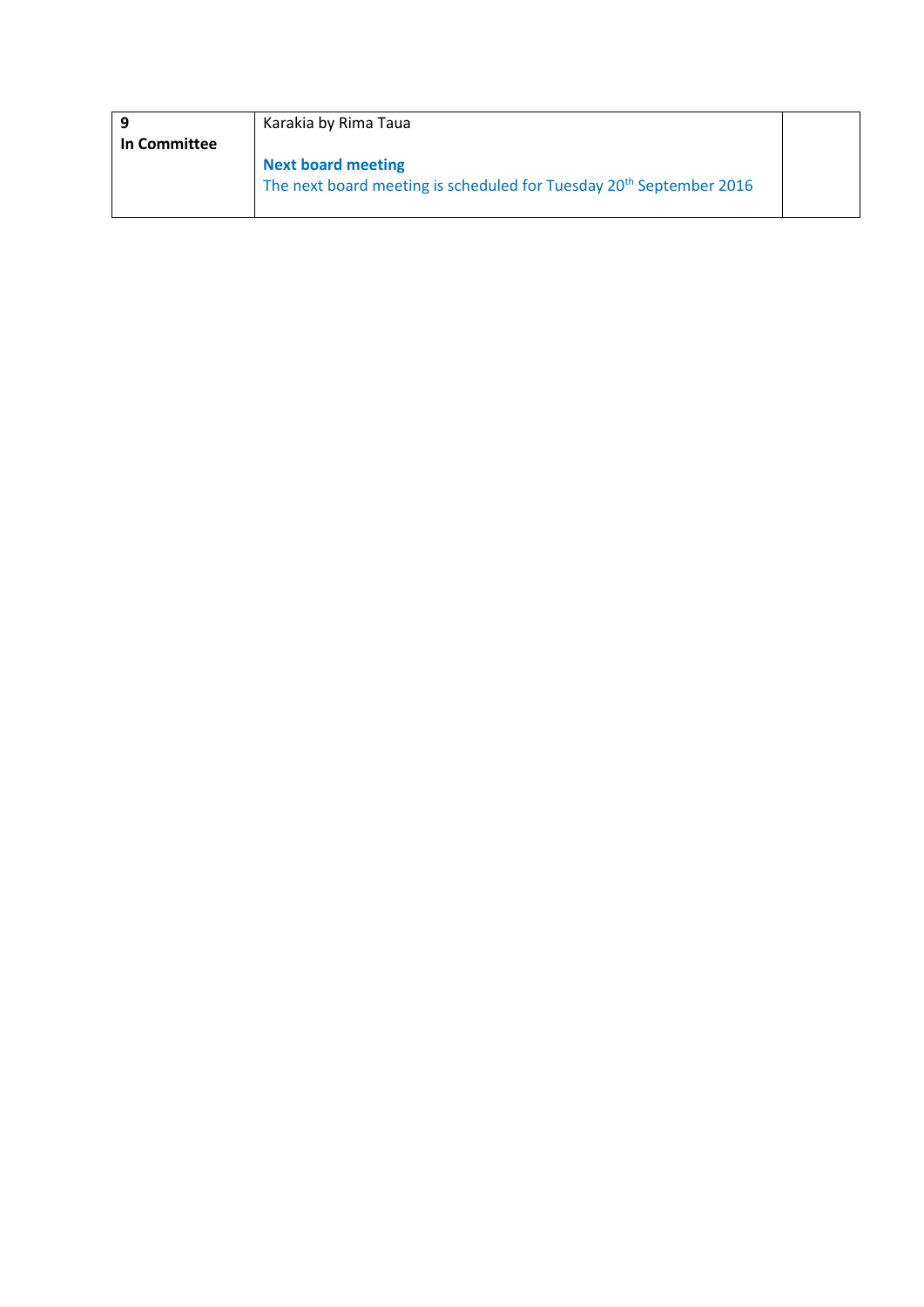| | | |
|---|---|---|
| **9**<br>**In Committee** | Karakia by Rima Taua<br><br>**Next board meeting**<br>The next board meeting is scheduled for Tuesday 20th September 2016 | |